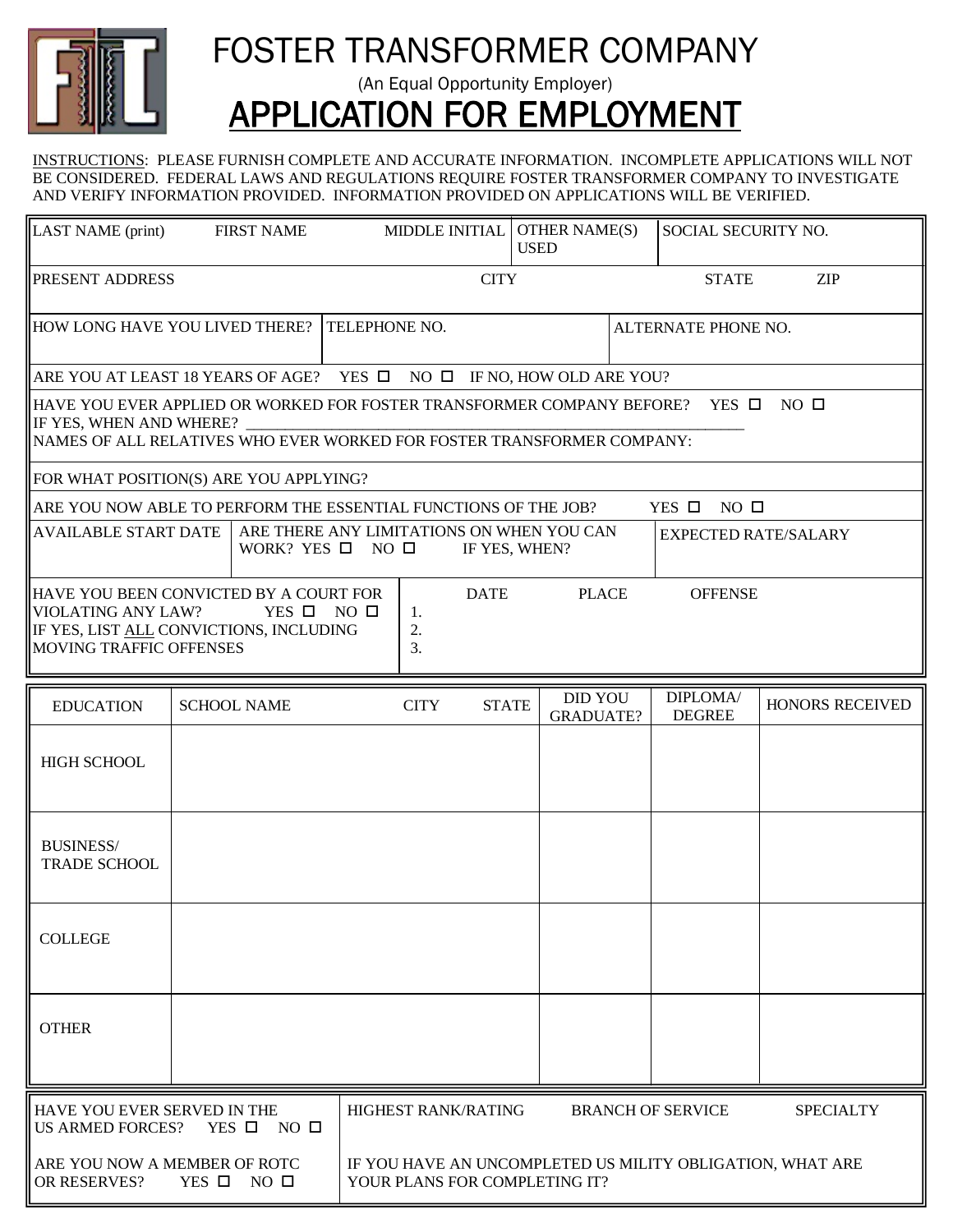# FOSTER TRANSFORMER COMPANY

(An Equal Opportunity Employer)

# APPLICATION FOR EMPLOYMENT

INSTRUCTIONS: PLEASE FURNISH COMPLETE AND ACCURATE INFORMATION. INCOMPLETE APPLICATIONS WILL NOT BE CONSIDERED. FEDERAL LAWS AND REGULATIONS REQUIRE FOSTER TRANSFORMER COMPANY TO INVESTIGATE AND VERIFY INFORMATION PROVIDED. INFORMATION PROVIDED ON APPLICATIONS WILL BE VERIFIED.

| LAST NAME (print) FIRST NAME MIDDLE INITIAL | OTHER NAME(S) USED | SOCIAL SECURITY NO. |
|---|---|---|
| | | |

| PRESENT ADDRESS | CITY | STATE | ZIP |
|---|---|---|---|
| | | | |

| HOW LONG HAVE YOU LIVED THERE? | TELEPHONE NO. | ALTERNATE PHONE NO. |
|---|---|---|
| | | |

ARE YOU AT LEAST 18 YEARS OF AGE? YES ☐ NO ☐ IF NO, HOW OLD ARE YOU?

HAVE YOU EVER APPLIED OR WORKED FOR FOSTER TRANSFORMER COMPANY BEFORE? YES ☐ NO ☐
IF YES, WHEN AND WHERE? ____________________________________________
NAMES OF ALL RELATIVES WHO EVER WORKED FOR FOSTER TRANSFORMER COMPANY:

FOR WHAT POSITION(S) ARE YOU APPLYING?

ARE YOU NOW ABLE TO PERFORM THE ESSENTIAL FUNCTIONS OF THE JOB? YES ☐ NO ☐

| AVAILABLE START DATE | ARE THERE ANY LIMITATIONS ON WHEN YOU CAN WORK? YES ☐ NO ☐ IF YES, WHEN? | EXPECTED RATE/SALARY |
|---|---|---|
| | | |

| HAVE YOU BEEN CONVICTED BY A COURT FOR VIOLATING ANY LAW? YES ☐ NO ☐ IF YES, LIST ALL CONVICTIONS, INCLUDING MOVING TRAFFIC OFFENSES | DATE | PLACE | OFFENSE |
|---|---|---|---|
| | 1. | | |
| | 2. | | |
| | 3. | | |

| EDUCATION | SCHOOL NAME CITY STATE | DID YOU GRADUATE? | DIPLOMA/ DEGREE | HONORS RECEIVED |
|---|---|---|---|---|
| HIGH SCHOOL | | | | |
| BUSINESS/ TRADE SCHOOL | | | | |
| COLLEGE | | | | |
| OTHER | | | | |

| HAVE YOU EVER SERVED IN THE US ARMED FORCES? YES ☐ NO ☐ | HIGHEST RANK/RATING BRANCH OF SERVICE SPECIALTY |
|---|---|
| ARE YOU NOW A MEMBER OF ROTC OR RESERVES? YES ☐ NO ☐ | IF YOU HAVE AN UNCOMPLETED US MILITY OBLIGATION, WHAT ARE YOUR PLANS FOR COMPLETING IT? |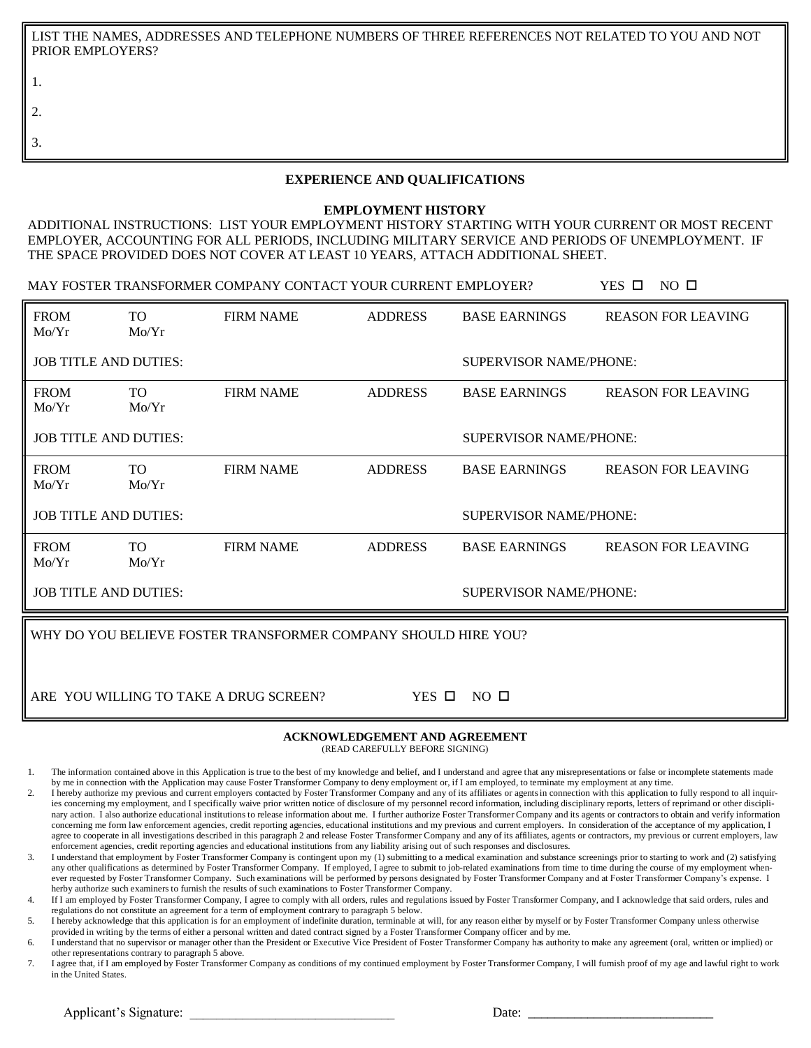LIST THE NAMES, ADDRESSES AND TELEPHONE NUMBERS OF THREE REFERENCES NOT RELATED TO YOU AND NOT PRIOR EMPLOYERS?

1.

2.

3.

## EXPERIENCE AND QUALIFICATIONS

### EMPLOYMENT HISTORY

ADDITIONAL INSTRUCTIONS: LIST YOUR EMPLOYMENT HISTORY STARTING WITH YOUR CURRENT OR MOST RECENT EMPLOYER, ACCOUNTING FOR ALL PERIODS, INCLUDING MILITARY SERVICE AND PERIODS OF UNEMPLOYMENT. IF THE SPACE PROVIDED DOES NOT COVER AT LEAST 10 YEARS, ATTACH ADDITIONAL SHEET.

MAY FOSTER TRANSFORMER COMPANY CONTACT YOUR CURRENT EMPLOYER? YES ☐ NO ☐

| FROM Mo/Yr | TO Mo/Yr | FIRM NAME | ADDRESS | BASE EARNINGS | REASON FOR LEAVING |
|---|---|---|---|---|---|
| JOB TITLE AND DUTIES: | | | | SUPERVISOR NAME/PHONE: | |
| FROM Mo/Yr | TO Mo/Yr | FIRM NAME | ADDRESS | BASE EARNINGS | REASON FOR LEAVING |
| JOB TITLE AND DUTIES: | | | | SUPERVISOR NAME/PHONE: | |
| FROM Mo/Yr | TO Mo/Yr | FIRM NAME | ADDRESS | BASE EARNINGS | REASON FOR LEAVING |
| JOB TITLE AND DUTIES: | | | | SUPERVISOR NAME/PHONE: | |
| FROM Mo/Yr | TO Mo/Yr | FIRM NAME | ADDRESS | BASE EARNINGS | REASON FOR LEAVING |
| JOB TITLE AND DUTIES: | | | | SUPERVISOR NAME/PHONE: | |

WHY DO YOU BELIEVE FOSTER TRANSFORMER COMPANY SHOULD HIRE YOU?

ARE YOU WILLING TO TAKE A DRUG SCREEN? YES ☐ NO ☐

### ACKNOWLEDGEMENT AND AGREEMENT

(READ CAREFULLY BEFORE SIGNING)

1. The information contained above in this Application is true to the best of my knowledge and belief, and I understand and agree that any misrepresentations or false or incomplete statements made by me in connection with the Application may cause Foster Transformer Company to deny employment or, if I am employed, to terminate my employment at any time.
2. I hereby authorize my previous and current employers contacted by Foster Transformer Company and any of its affiliates or agents in connection with this application to fully respond to all inquiries concerning my employment, and I specifically waive prior written notice of disclosure of my personnel record information, including disciplinary reports, letters of reprimand or other disciplinary action. I also authorize educational institutions to release information about me. I further authorize Foster Transformer Company and its agents or contractors to obtain and verify information concerning me form law enforcement agencies, credit reporting agencies, educational institutions and my previous and current employers. In consideration of the acceptance of my application, I agree to cooperate in all investigations described in this paragraph 2 and release Foster Transformer Company and any of its affiliates, agents or contractors, my previous or current employers, law enforcement agencies, credit reporting agencies and educational institutions from any liability arising out of such responses and disclosures.
3. I understand that employment by Foster Transformer Company is contingent upon my (1) submitting to a medical examination and substance screenings prior to starting to work and (2) satisfying any other qualifications as determined by Foster Transformer Company. If employed, I agree to submit to job-related examinations from time to time during the course of my employment whenever requested by Foster Transformer Company. Such examinations will be performed by persons designated by Foster Transformer Company and at Foster Transformer Company's expense. I herby authorize such examiners to furnish the results of such examinations to Foster Transformer Company.
4. If I am employed by Foster Transformer Company, I agree to comply with all orders, rules and regulations issued by Foster Transformer Company, and I acknowledge that said orders, rules and regulations do not constitute an agreement for a term of employment contrary to paragraph 5 below.
5. I hereby acknowledge that this application is for an employment of indefinite duration, terminable at will, for any reason either by myself or by Foster Transformer Company unless otherwise provided in writing by the terms of either a personal written and dated contract signed by a Foster Transformer Company officer and by me.
6. I understand that no supervisor or manager other than the President or Executive Vice President of Foster Transformer Company has authority to make any agreement (oral, written or implied) or other representations contrary to paragraph 5 above.
7. I agree that, if I am employed by Foster Transformer Company as conditions of my continued employment by Foster Transformer Company, I will furnish proof of my age and lawful right to work in the United States.

Applicant's Signature: ______________________________ Date: ____________________________